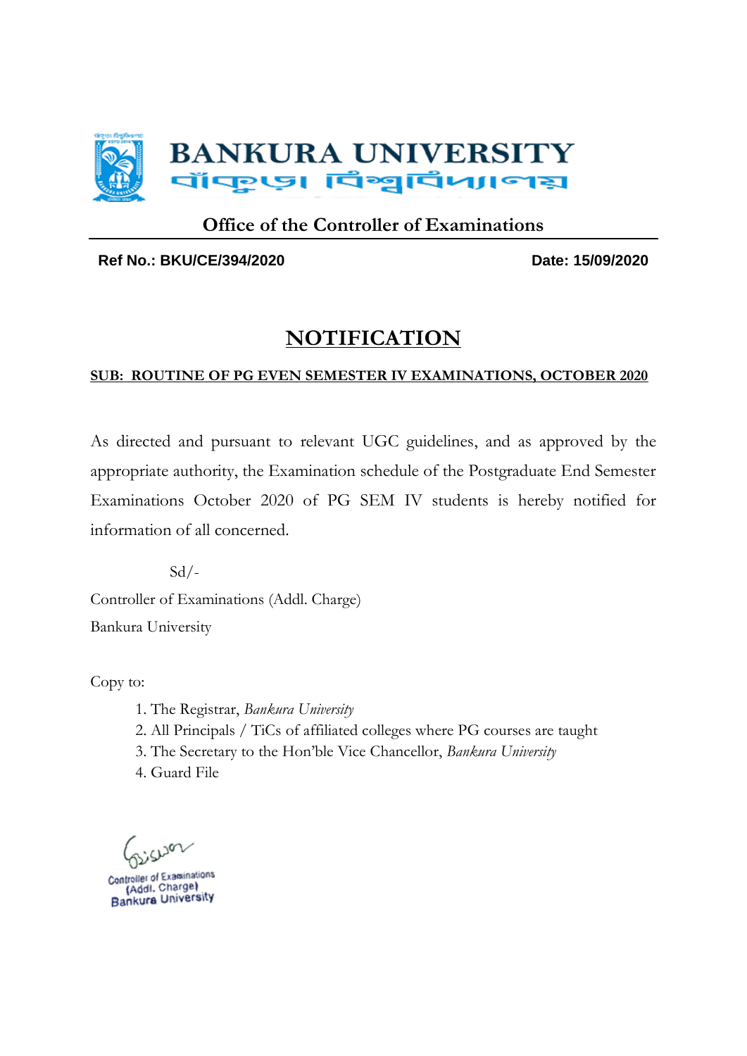# BANKURA UNIVERSITY

বাঁকুড়া বিশ্ববিদ্যালয়

## Office of the Controller of Examinations

**Ref No.: BKU/CE/394/2020** **Date: 15/09/2020**

# NOTIFICATION

**SUB: ROUTINE OF PG EVEN SEMESTER IV EXAMINATIONS, OCTOBER 2020**

As directed and pursuant to relevant UGC guidelines, and as approved by the appropriate authority, the Examination schedule of the Postgraduate End Semester Examinations October 2020 of PG SEM IV students is hereby notified for information of all concerned.

Sd/-

Controller of Examinations (Addl. Charge)

Bankura University

Copy to:

1. The Registrar, *Bankura University*
2. All Principals / TiCs of affiliated colleges where PG courses are taught
3. The Secretary to the Hon'ble Vice Chancellor, *Bankura University*
4. Guard File

Controller of Examinations
(Addl. Charge)
Bankura University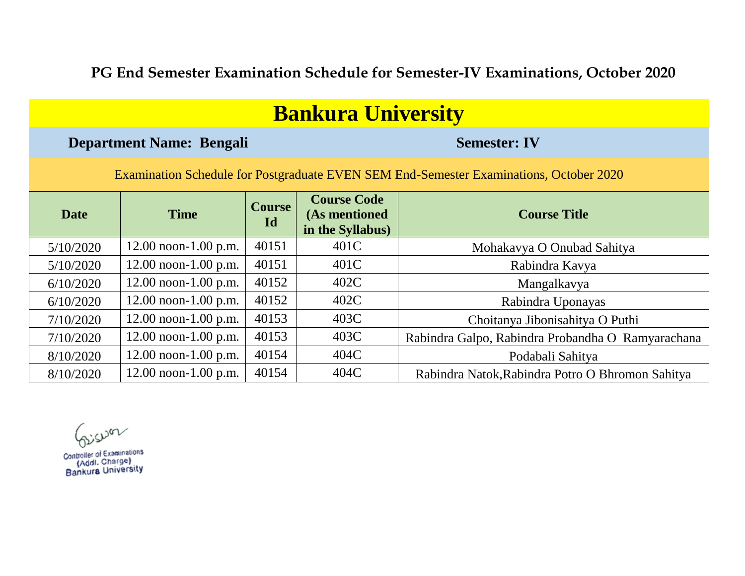**PG End Semester Examination Schedule for Semester-IV Examinations, October 2020**

# Bankura University

**Department Name: Bengali** **Semester: IV**

Examination Schedule for Postgraduate EVEN SEM End-Semester Examinations, October 2020

| Date | Time | Course Id | Course Code (As mentioned in the Syllabus) | Course Title |
|---|---|---|---|---|
| 5/10/2020 | 12.00 noon-1.00 p.m. | 40151 | 401C | Mohakavya O Onubad Sahitya |
| 5/10/2020 | 12.00 noon-1.00 p.m. | 40151 | 401C | Rabindra Kavya |
| 6/10/2020 | 12.00 noon-1.00 p.m. | 40152 | 402C | Mangalkavya |
| 6/10/2020 | 12.00 noon-1.00 p.m. | 40152 | 402C | Rabindra Uponayas |
| 7/10/2020 | 12.00 noon-1.00 p.m. | 40153 | 403C | Choitanya Jibonisahitya O Puthi |
| 7/10/2020 | 12.00 noon-1.00 p.m. | 40153 | 403C | Rabindra Galpo, Rabindra Probandha O Ramyarachana |
| 8/10/2020 | 12.00 noon-1.00 p.m. | 40154 | 404C | Podabali Sahitya |
| 8/10/2020 | 12.00 noon-1.00 p.m. | 40154 | 404C | Rabindra Natok,Rabindra Potro O Bhromon Sahitya |

Controller of Examinations
(Addl. Charge)
Bankura University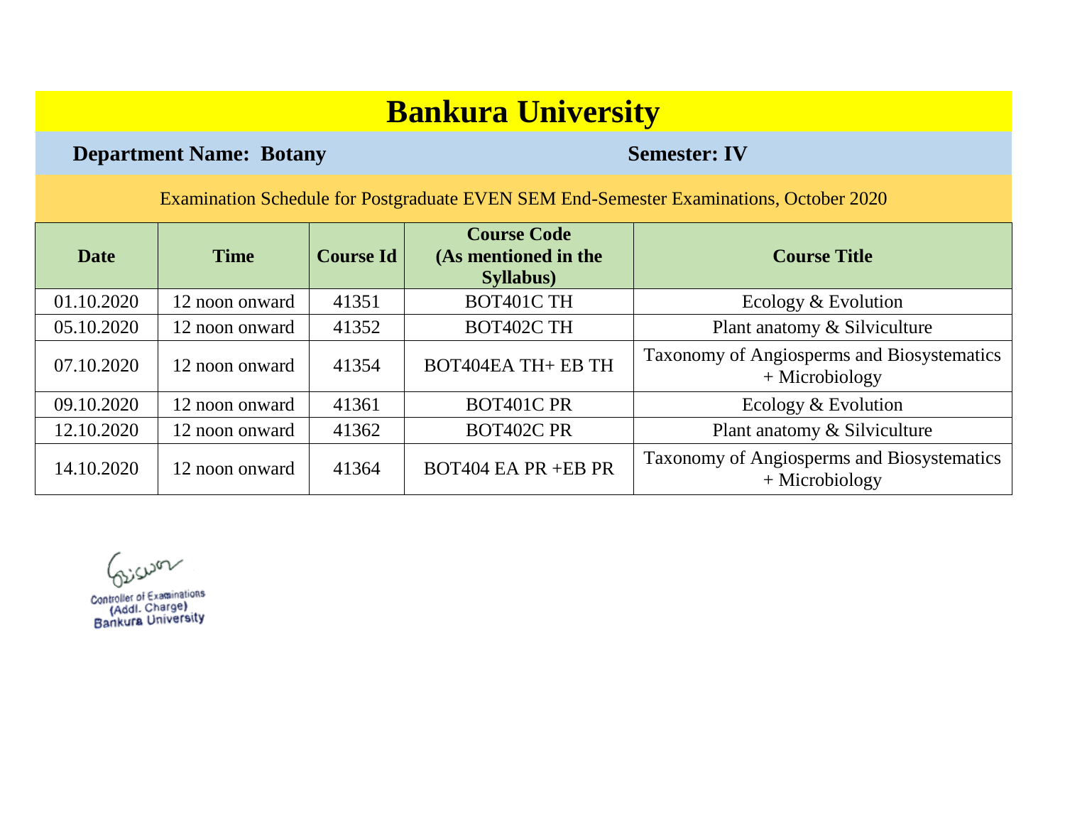# Bankura University

**Department Name: Botany** **Semester: IV**

Examination Schedule for Postgraduate EVEN SEM End-Semester Examinations, October 2020

| Date | Time | Course Id | Course Code (As mentioned in the Syllabus) | Course Title |
|---|---|---|---|---|
| 01.10.2020 | 12 noon onward | 41351 | BOT401C TH | Ecology & Evolution |
| 05.10.2020 | 12 noon onward | 41352 | BOT402C TH | Plant anatomy & Silviculture |
| 07.10.2020 | 12 noon onward | 41354 | BOT404EA TH+ EB TH | Taxonomy of Angiosperms and Biosystematics + Microbiology |
| 09.10.2020 | 12 noon onward | 41361 | BOT401C PR | Ecology & Evolution |
| 12.10.2020 | 12 noon onward | 41362 | BOT402C PR | Plant anatomy & Silviculture |
| 14.10.2020 | 12 noon onward | 41364 | BOT404 EA PR +EB PR | Taxonomy of Angiosperms and Biosystematics + Microbiology |

Controller of Examinations
(Addl. Charge)
Bankura University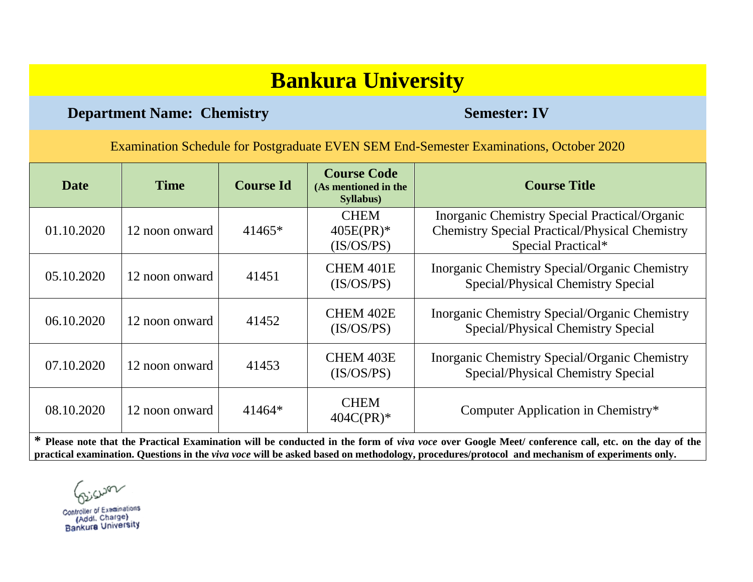# Bankura University

**Department Name: Chemistry** **Semester: IV**

Examination Schedule for Postgraduate EVEN SEM End-Semester Examinations, October 2020

| Date | Time | Course Id | Course Code (As mentioned in the Syllabus) | Course Title |
|---|---|---|---|---|
| 01.10.2020 | 12 noon onward | 41465* | CHEM 405E(PR)* (IS/OS/PS) | Inorganic Chemistry Special Practical/Organic Chemistry Special Practical/Physical Chemistry Special Practical* |
| 05.10.2020 | 12 noon onward | 41451 | CHEM 401E (IS/OS/PS) | Inorganic Chemistry Special/Organic Chemistry Special/Physical Chemistry Special |
| 06.10.2020 | 12 noon onward | 41452 | CHEM 402E (IS/OS/PS) | Inorganic Chemistry Special/Organic Chemistry Special/Physical Chemistry Special |
| 07.10.2020 | 12 noon onward | 41453 | CHEM 403E (IS/OS/PS) | Inorganic Chemistry Special/Organic Chemistry Special/Physical Chemistry Special |
| 08.10.2020 | 12 noon onward | 41464* | CHEM 404C(PR)* | Computer Application in Chemistry* |

**\* Please note that the Practical Examination will be conducted in the form of *viva voce* over Google Meet/ conference call, etc. on the day of the practical examination. Questions in the *viva voce* will be asked based on methodology, procedures/protocol and mechanism of experiments only.**

Controller of Examinations
(Addl. Charge)
Bankura University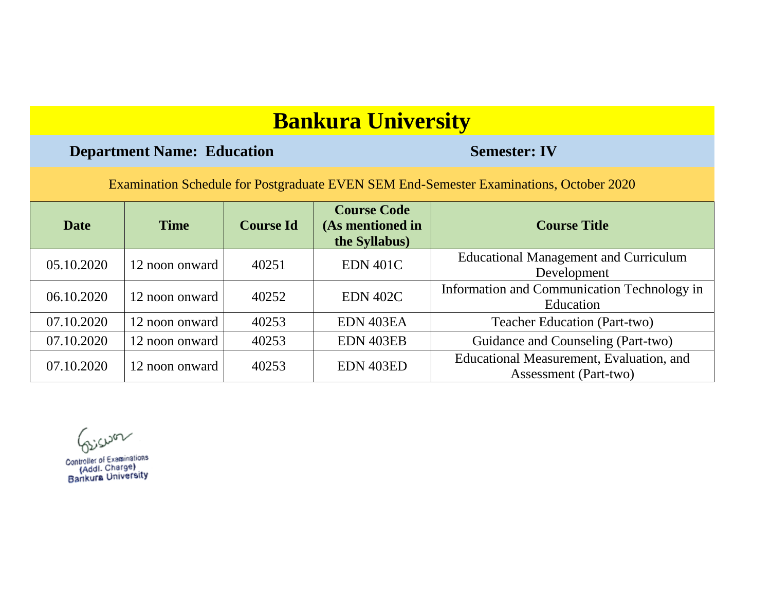# Bankura University

**Department Name: Education** **Semester: IV**

Examination Schedule for Postgraduate EVEN SEM End-Semester Examinations, October 2020

| Date | Time | Course Id | Course Code (As mentioned in the Syllabus) | Course Title |
|---|---|---|---|---|
| 05.10.2020 | 12 noon onward | 40251 | EDN 401C | Educational Management and Curriculum Development |
| 06.10.2020 | 12 noon onward | 40252 | EDN 402C | Information and Communication Technology in Education |
| 07.10.2020 | 12 noon onward | 40253 | EDN 403EA | Teacher Education (Part-two) |
| 07.10.2020 | 12 noon onward | 40253 | EDN 403EB | Guidance and Counseling (Part-two) |
| 07.10.2020 | 12 noon onward | 40253 | EDN 403ED | Educational Measurement, Evaluation, and Assessment (Part-two) |

Controller of Examinations
(Addl. Charge)
Bankura University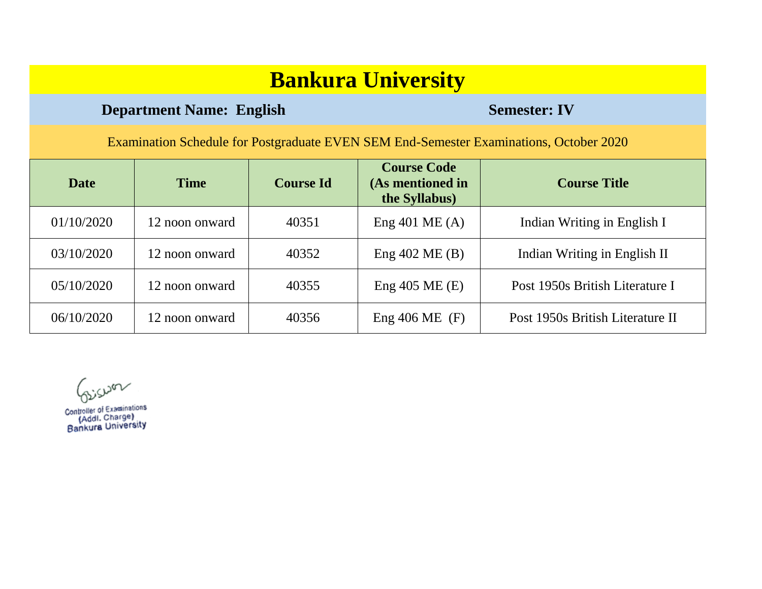# Bankura University

**Department Name: English** **Semester: IV**

Examination Schedule for Postgraduate EVEN SEM End-Semester Examinations, October 2020

| Date | Time | Course Id | Course Code (As mentioned in the Syllabus) | Course Title |
|---|---|---|---|---|
| 01/10/2020 | 12 noon onward | 40351 | Eng 401 ME (A) | Indian Writing in English I |
| 03/10/2020 | 12 noon onward | 40352 | Eng 402 ME (B) | Indian Writing in English II |
| 05/10/2020 | 12 noon onward | 40355 | Eng 405 ME (E) | Post 1950s British Literature I |
| 06/10/2020 | 12 noon onward | 40356 | Eng 406 ME (F) | Post 1950s British Literature II |

Controller of Examinations
(Addl. Charge)
Bankura University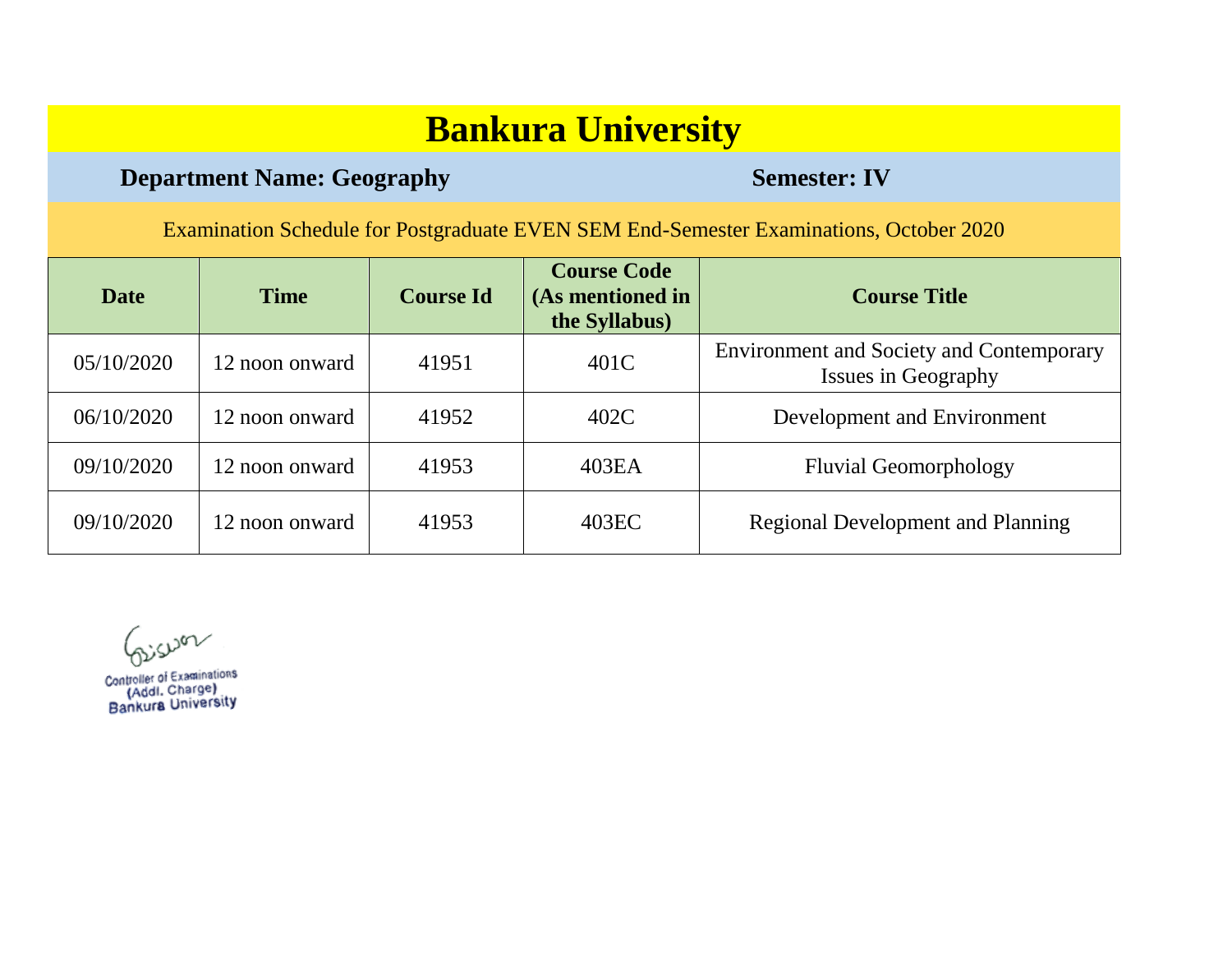# Bankura University

**Department Name: Geography** **Semester: IV**

Examination Schedule for Postgraduate EVEN SEM End-Semester Examinations, October 2020

| Date | Time | Course Id | Course Code (As mentioned in the Syllabus) | Course Title |
|---|---|---|---|---|
| 05/10/2020 | 12 noon onward | 41951 | 401C | Environment and Society and Contemporary Issues in Geography |
| 06/10/2020 | 12 noon onward | 41952 | 402C | Development and Environment |
| 09/10/2020 | 12 noon onward | 41953 | 403EA | Fluvial Geomorphology |
| 09/10/2020 | 12 noon onward | 41953 | 403EC | Regional Development and Planning |

Controller of Examinations
(Addl. Charge)
Bankura University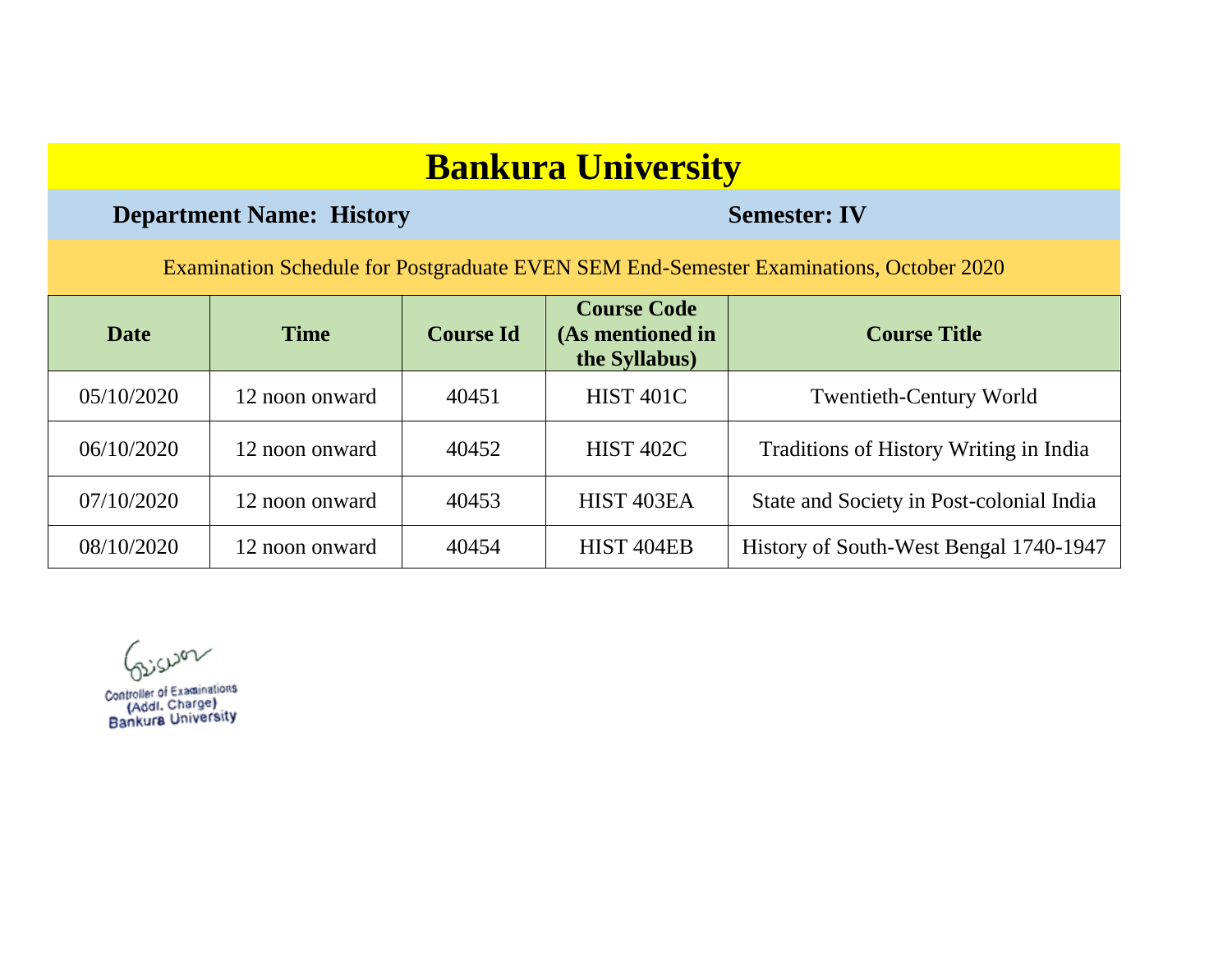# Bankura University

**Department Name: History** **Semester: IV**

Examination Schedule for Postgraduate EVEN SEM End-Semester Examinations, October 2020

| Date | Time | Course Id | Course Code (As mentioned in the Syllabus) | Course Title |
|---|---|---|---|---|
| 05/10/2020 | 12 noon onward | 40451 | HIST 401C | Twentieth-Century World |
| 06/10/2020 | 12 noon onward | 40452 | HIST 402C | Traditions of History Writing in India |
| 07/10/2020 | 12 noon onward | 40453 | HIST 403EA | State and Society in Post-colonial India |
| 08/10/2020 | 12 noon onward | 40454 | HIST 404EB | History of South-West Bengal 1740-1947 |

Controller of Examinations
(Addl. Charge)
Bankura University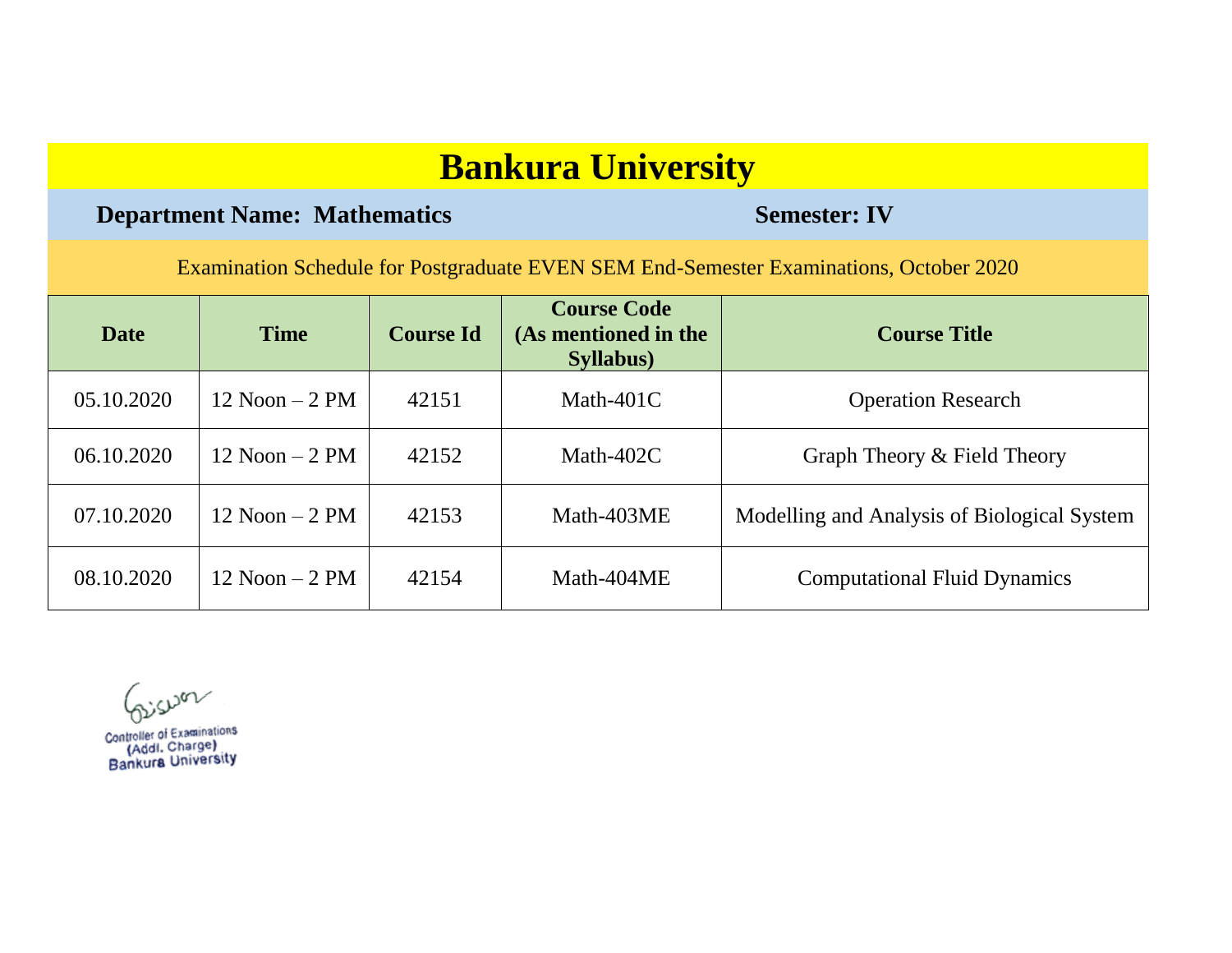# Bankura University

**Department Name: Mathematics** **Semester: IV**

Examination Schedule for Postgraduate EVEN SEM End-Semester Examinations, October 2020

| Date | Time | Course Id | Course Code (As mentioned in the Syllabus) | Course Title |
|---|---|---|---|---|
| 05.10.2020 | 12 Noon – 2 PM | 42151 | Math-401C | Operation Research |
| 06.10.2020 | 12 Noon – 2 PM | 42152 | Math-402C | Graph Theory & Field Theory |
| 07.10.2020 | 12 Noon – 2 PM | 42153 | Math-403ME | Modelling and Analysis of Biological System |
| 08.10.2020 | 12 Noon – 2 PM | 42154 | Math-404ME | Computational Fluid Dynamics |

Controller of Examinations
(Addl. Charge)
Bankura University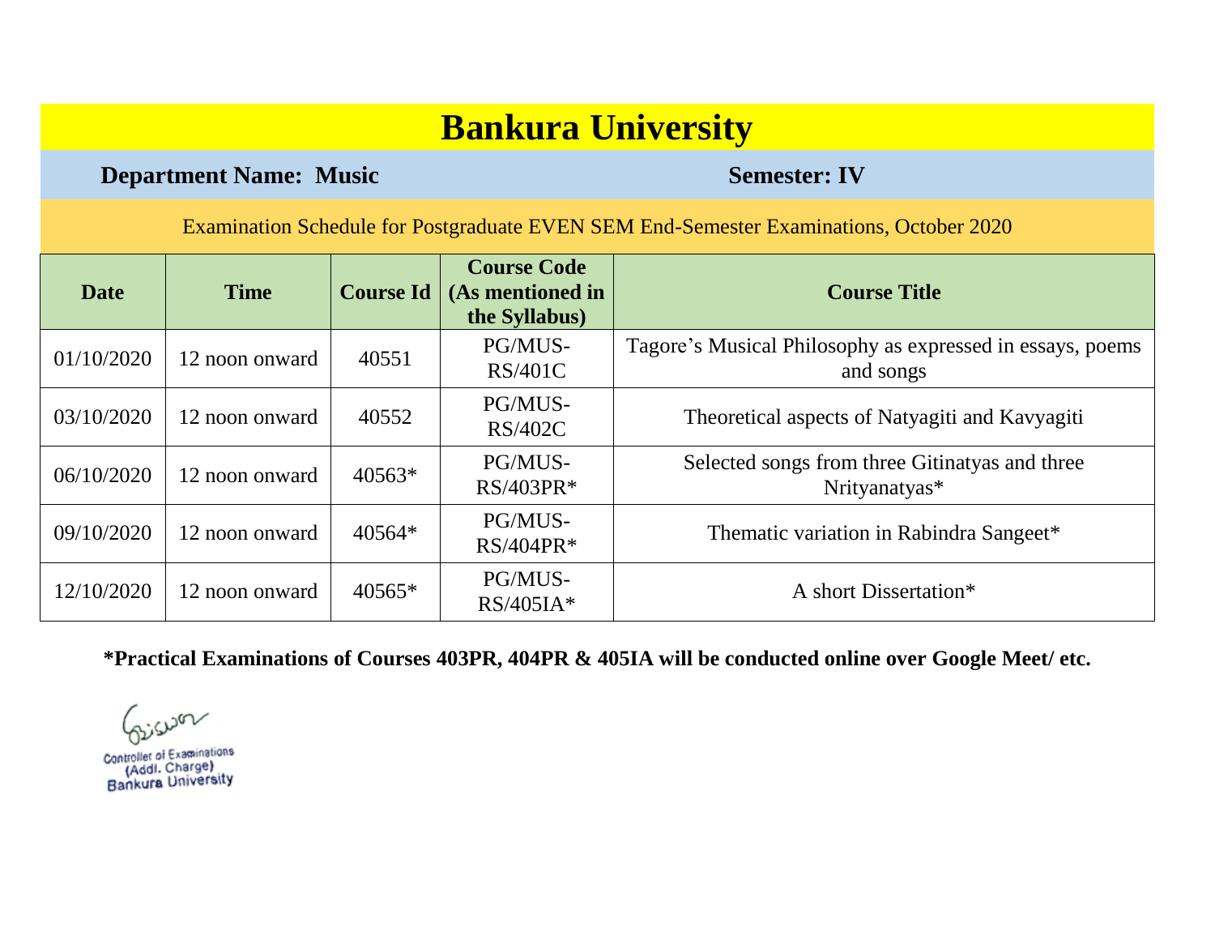# Bankura University

**Department Name: Music** **Semester: IV**

Examination Schedule for Postgraduate EVEN SEM End-Semester Examinations, October 2020

| Date | Time | Course Id | Course Code (As mentioned in the Syllabus) | Course Title |
|---|---|---|---|---|
| 01/10/2020 | 12 noon onward | 40551 | PG/MUS-RS/401C | Tagore’s Musical Philosophy as expressed in essays, poems and songs |
| 03/10/2020 | 12 noon onward | 40552 | PG/MUS-RS/402C | Theoretical aspects of Natyagiti and Kavyagiti |
| 06/10/2020 | 12 noon onward | 40563* | PG/MUS-RS/403PR* | Selected songs from three Gitinatyas and three Nrityanatyas* |
| 09/10/2020 | 12 noon onward | 40564* | PG/MUS-RS/404PR* | Thematic variation in Rabindra Sangeet* |
| 12/10/2020 | 12 noon onward | 40565* | PG/MUS-RS/405IA* | A short Dissertation* |

**\*Practical Examinations of Courses 403PR, 404PR & 405IA will be conducted online over Google Meet/ etc.**

Controller of Examinations
(Addl. Charge)
Bankura University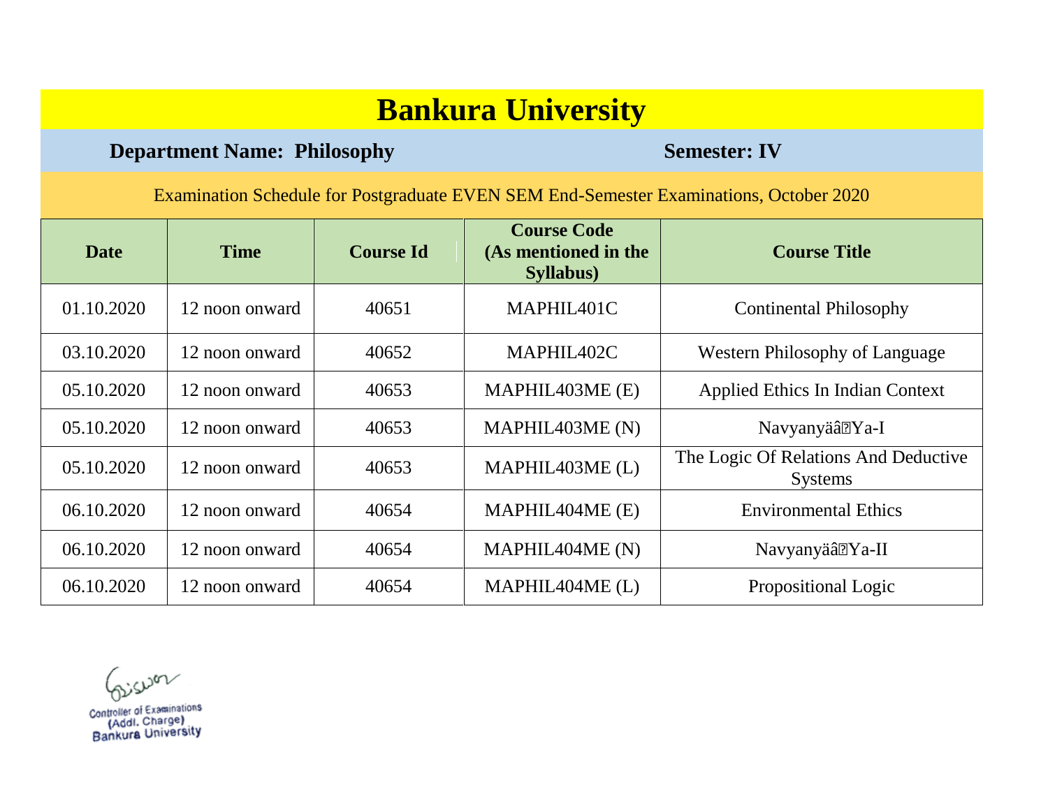# Bankura University

**Department Name: Philosophy** **Semester: IV**

Examination Schedule for Postgraduate EVEN SEM End-Semester Examinations, October 2020

| Date | Time | Course Id | Course Code (As mentioned in the Syllabus) | Course Title |
|---|---|---|---|---|
| 01.10.2020 | 12 noon onward | 40651 | MAPHIL401C | Continental Philosophy |
| 03.10.2020 | 12 noon onward | 40652 | MAPHIL402C | Western Philosophy of Language |
| 05.10.2020 | 12 noon onward | 40653 | MAPHIL403ME (E) | Applied Ethics In Indian Context |
| 05.10.2020 | 12 noon onward | 40653 | MAPHIL403ME (N) | Navyanyäâ�Ya-I |
| 05.10.2020 | 12 noon onward | 40653 | MAPHIL403ME (L) | The Logic Of Relations And Deductive Systems |
| 06.10.2020 | 12 noon onward | 40654 | MAPHIL404ME (E) | Environmental Ethics |
| 06.10.2020 | 12 noon onward | 40654 | MAPHIL404ME (N) | Navyanyäâ�Ya-II |
| 06.10.2020 | 12 noon onward | 40654 | MAPHIL404ME (L) | Propositional Logic |

Controller of Examinations
(Addl. Charge)
Bankura University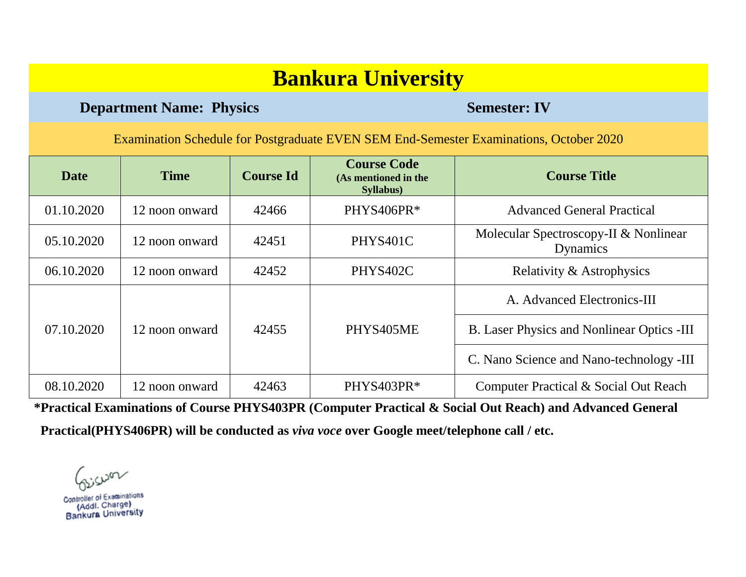# Bankura University

**Department Name: Physics** **Semester: IV**

Examination Schedule for Postgraduate EVEN SEM End-Semester Examinations, October 2020

| Date | Time | Course Id | Course Code (As mentioned in the Syllabus) | Course Title |
|---|---|---|---|---|
| 01.10.2020 | 12 noon onward | 42466 | PHYS406PR* | Advanced General Practical |
| 05.10.2020 | 12 noon onward | 42451 | PHYS401C | Molecular Spectroscopy-II & Nonlinear Dynamics |
| 06.10.2020 | 12 noon onward | 42452 | PHYS402C | Relativity & Astrophysics |
| 07.10.2020 | 12 noon onward | 42455 | PHYS405ME | A. Advanced Electronics-III |
| | | | | B. Laser Physics and Nonlinear Optics -III |
| | | | | C. Nano Science and Nano-technology -III |
| 08.10.2020 | 12 noon onward | 42463 | PHYS403PR* | Computer Practical & Social Out Reach |

***Practical Examinations of Course PHYS403PR (Computer Practical & Social Out Reach) and Advanced General Practical(PHYS406PR) will be conducted as *viva voce* over Google meet/telephone call / etc.**

Controller of Examinations
(Addl. Charge)
Bankura University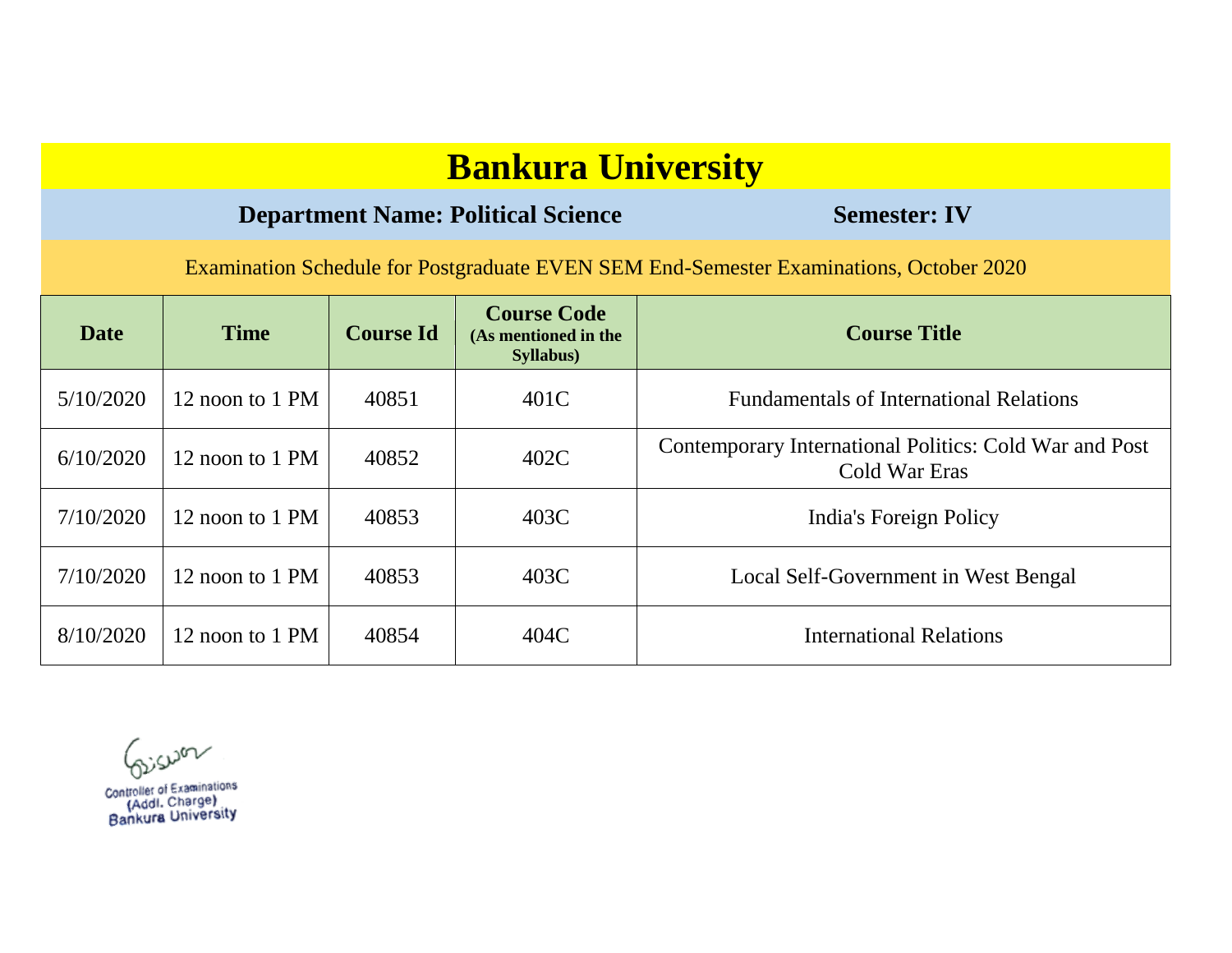# Bankura University

**Department Name: Political Science** **Semester: IV**

Examination Schedule for Postgraduate EVEN SEM End-Semester Examinations, October 2020

| Date | Time | Course Id | Course Code (As mentioned in the Syllabus) | Course Title |
|---|---|---|---|---|
| 5/10/2020 | 12 noon to 1 PM | 40851 | 401C | Fundamentals of International Relations |
| 6/10/2020 | 12 noon to 1 PM | 40852 | 402C | Contemporary International Politics: Cold War and Post Cold War Eras |
| 7/10/2020 | 12 noon to 1 PM | 40853 | 403C | India's Foreign Policy |
| 7/10/2020 | 12 noon to 1 PM | 40853 | 403C | Local Self-Government in West Bengal |
| 8/10/2020 | 12 noon to 1 PM | 40854 | 404C | International Relations |

Controller of Examinations
(Addl. Charge)
Bankura University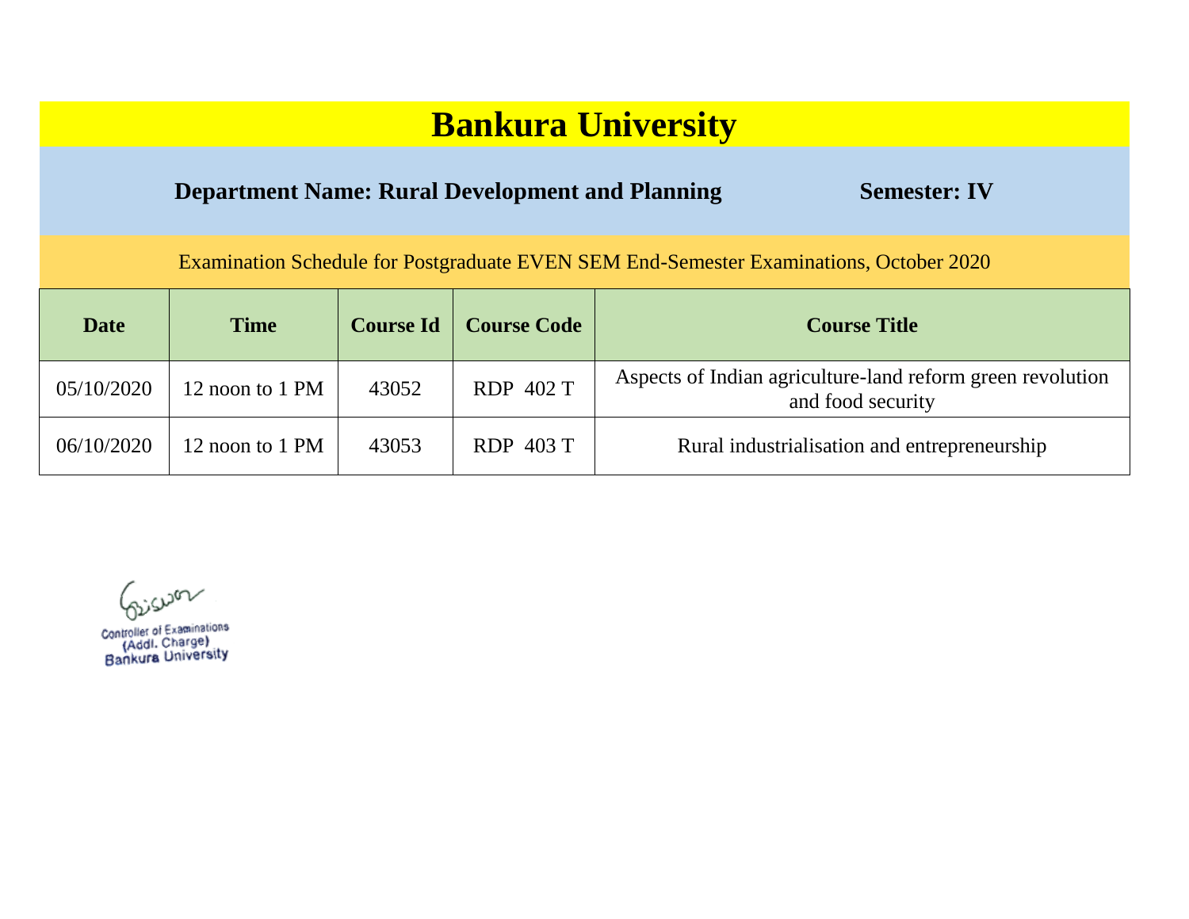# Bankura University

**Department Name: Rural Development and Planning** **Semester: IV**

Examination Schedule for Postgraduate EVEN SEM End-Semester Examinations, October 2020

| Date | Time | Course Id | Course Code | Course Title |
|---|---|---|---|---|
| 05/10/2020 | 12 noon to 1 PM | 43052 | RDP 402 T | Aspects of Indian agriculture-land reform green revolution and food security |
| 06/10/2020 | 12 noon to 1 PM | 43053 | RDP 403 T | Rural industrialisation and entrepreneurship |

Controller of Examinations
(Addl. Charge)
Bankura University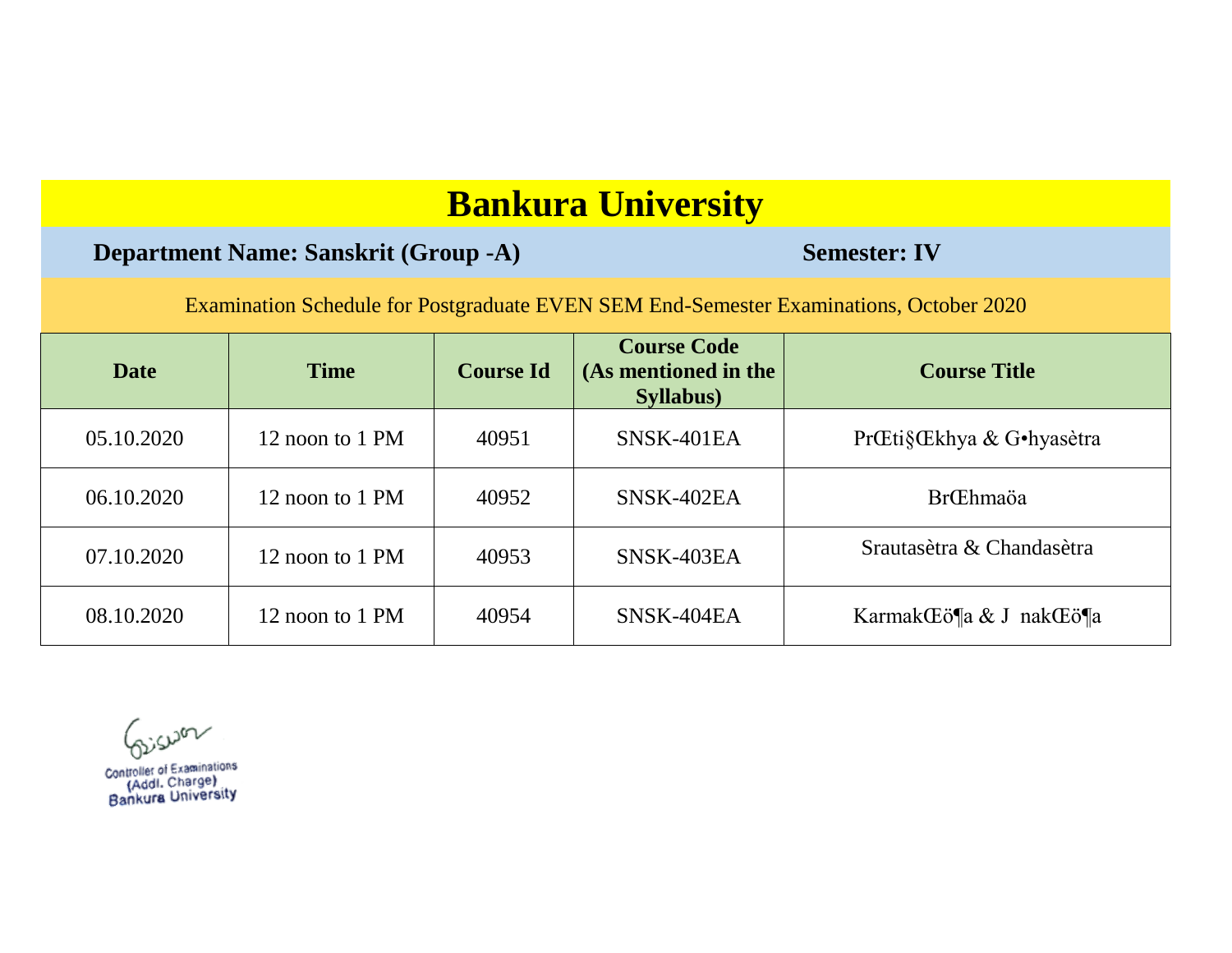# Bankura University

**Department Name: Sanskrit (Group -A)** **Semester: IV**

Examination Schedule for Postgraduate EVEN SEM End-Semester Examinations, October 2020

| Date | Time | Course Id | Course Code (As mentioned in the Syllabus) | Course Title |
|---|---|---|---|---|
| 05.10.2020 | 12 noon to 1 PM | 40951 | SNSK-401EA | PrŒti§Œkhya & G•hyasètra |
| 06.10.2020 | 12 noon to 1 PM | 40952 | SNSK-402EA | BrŒhmaöa |
| 07.10.2020 | 12 noon to 1 PM | 40953 | SNSK-403EA | Srautasètra & Chandasètra |
| 08.10.2020 | 12 noon to 1 PM | 40954 | SNSK-404EA | KarmakŒö¶a & J nakŒö¶a |

Controller of Examinations
(Addl. Charge)
Bankura University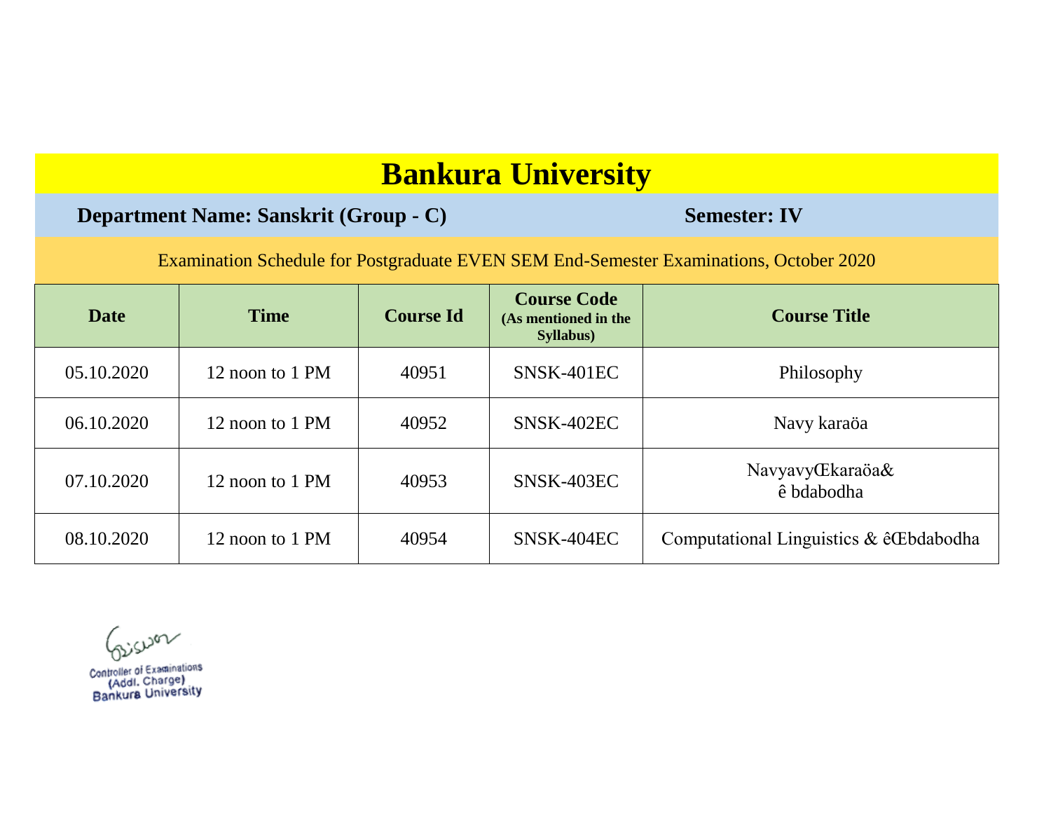# Bankura University

**Department Name: Sanskrit (Group - C)** **Semester: IV**

Examination Schedule for Postgraduate EVEN SEM End-Semester Examinations, October 2020

| Date | Time | Course Id | Course Code (As mentioned in the Syllabus) | Course Title |
|---|---|---|---|---|
| 05.10.2020 | 12 noon to 1 PM | 40951 | SNSK-401EC | Philosophy |
| 06.10.2020 | 12 noon to 1 PM | 40952 | SNSK-402EC | Navy karaöa |
| 07.10.2020 | 12 noon to 1 PM | 40953 | SNSK-403EC | NavyavyŒkaraöa& ê bdabodha |
| 08.10.2020 | 12 noon to 1 PM | 40954 | SNSK-404EC | Computational Linguistics & êŒbdabodha |

Controller of Examinations
(Addl. Charge)
Bankura University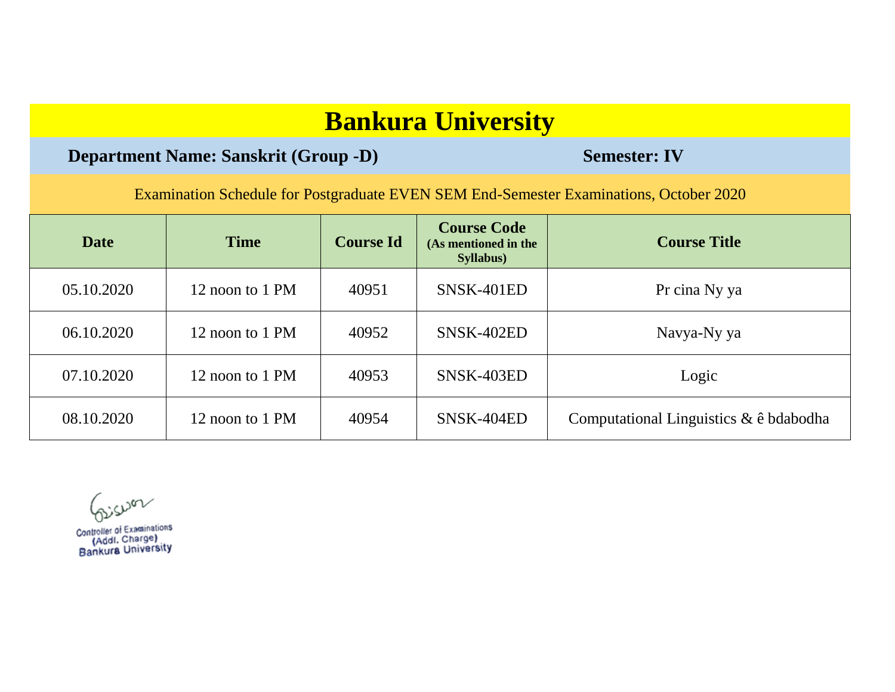# Bankura University

**Department Name: Sanskrit (Group -D)** **Semester: IV**

Examination Schedule for Postgraduate EVEN SEM End-Semester Examinations, October 2020

| Date | Time | Course Id | Course Code (As mentioned in the Syllabus) | Course Title |
|---|---|---|---|---|
| 05.10.2020 | 12 noon to 1 PM | 40951 | SNSK-401ED | Pr cina Ny ya |
| 06.10.2020 | 12 noon to 1 PM | 40952 | SNSK-402ED | Navya-Ny ya |
| 07.10.2020 | 12 noon to 1 PM | 40953 | SNSK-403ED | Logic |
| 08.10.2020 | 12 noon to 1 PM | 40954 | SNSK-404ED | Computational Linguistics & ê bdabodha |

Controller of Examinations
(Addl. Charge)
Bankura University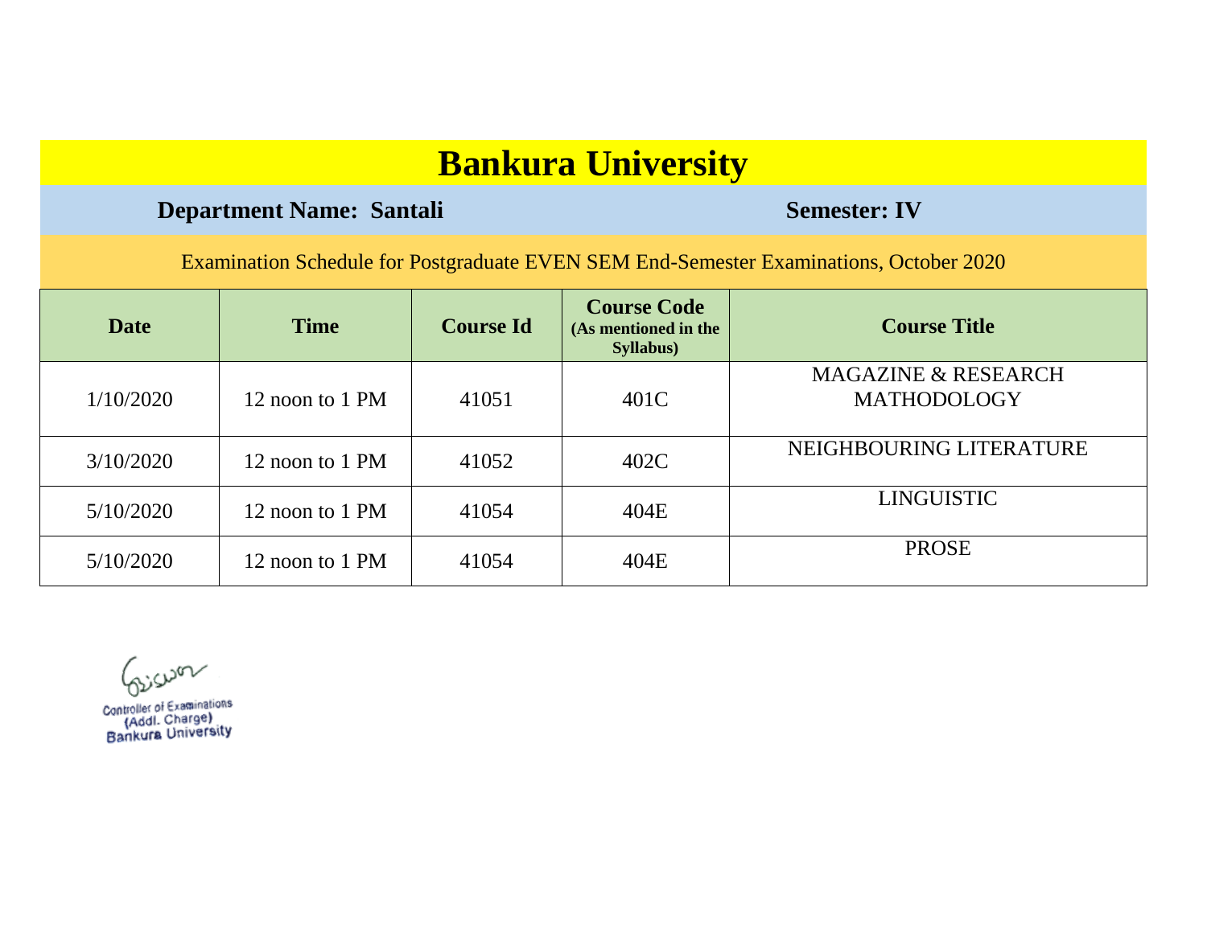# Bankura University

**Department Name: Santali** **Semester: IV**

Examination Schedule for Postgraduate EVEN SEM End-Semester Examinations, October 2020

| Date | Time | Course Id | Course Code (As mentioned in the Syllabus) | Course Title |
|---|---|---|---|---|
| 1/10/2020 | 12 noon to 1 PM | 41051 | 401C | MAGAZINE & RESEARCH MATHODOLOGY |
| 3/10/2020 | 12 noon to 1 PM | 41052 | 402C | NEIGHBOURING LITERATURE |
| 5/10/2020 | 12 noon to 1 PM | 41054 | 404E | LINGUISTIC |
| 5/10/2020 | 12 noon to 1 PM | 41054 | 404E | PROSE |

Controller of Examinations
(Addl. Charge)
Bankura University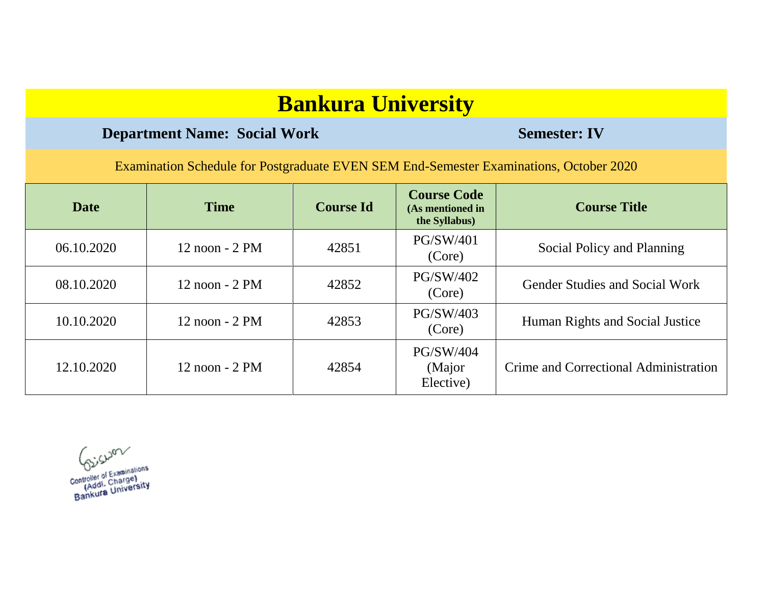# Bankura University

**Department Name: Social Work** **Semester: IV**

Examination Schedule for Postgraduate EVEN SEM End-Semester Examinations, October 2020

| Date | Time | Course Id | Course Code (As mentioned in the Syllabus) | Course Title |
|---|---|---|---|---|
| 06.10.2020 | 12 noon - 2 PM | 42851 | PG/SW/401 (Core) | Social Policy and Planning |
| 08.10.2020 | 12 noon - 2 PM | 42852 | PG/SW/402 (Core) | Gender Studies and Social Work |
| 10.10.2020 | 12 noon - 2 PM | 42853 | PG/SW/403 (Core) | Human Rights and Social Justice |
| 12.10.2020 | 12 noon - 2 PM | 42854 | PG/SW/404 (Major Elective) | Crime and Correctional Administration |

Controller of Examinations
(Addl. Charge)
Bankura University